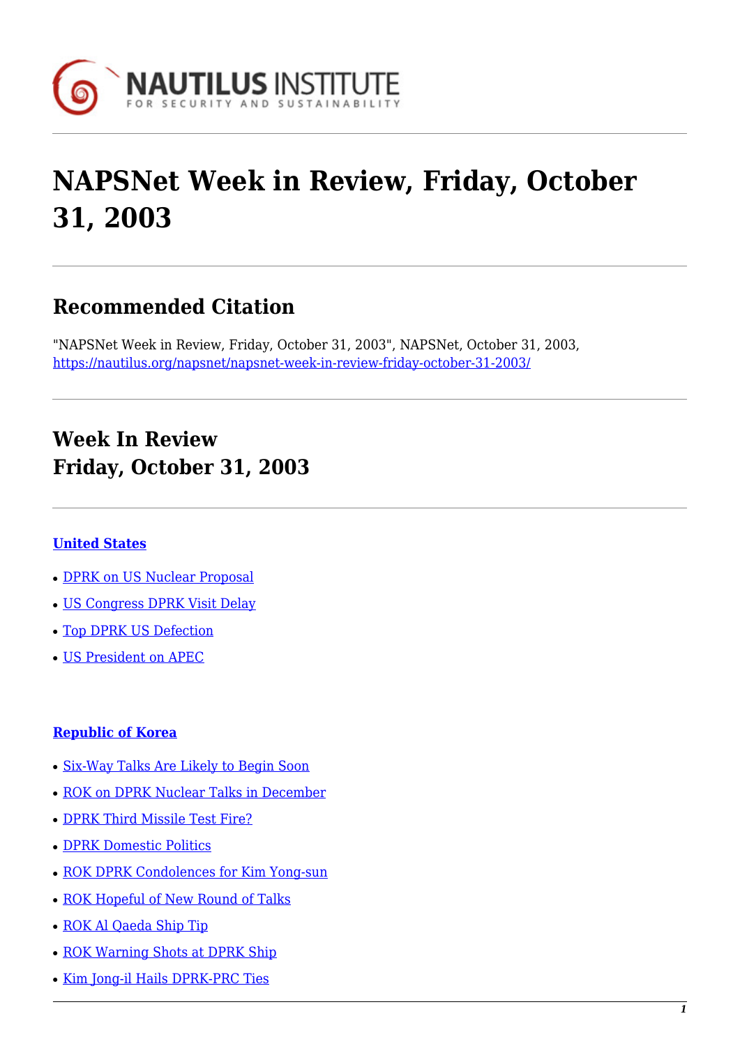# NAPSNet Week in Review, Friday, October 31, 2003

## Recommended Citation

"NAPSNet Week in Review, Friday, October 31, 2003", NAPSNet, October 31, 2003, https://nautilus.org/napsnet/napsnet-week-in-review-friday-october-31-2003/

## Week In Review
## Friday, October 31, 2003

**United States**

- DPRK on US Nuclear Proposal
- US Congress DPRK Visit Delay
- Top DPRK US Defection
- US President on APEC

**Republic of Korea**

- Six-Way Talks Are Likely to Begin Soon
- ROK on DPRK Nuclear Talks in December
- DPRK Third Missile Test Fire?
- DPRK Domestic Politics
- ROK DPRK Condolences for Kim Yong-sun
- ROK Hopeful of New Round of Talks
- ROK Al Qaeda Ship Tip
- ROK Warning Shots at DPRK Ship
- Kim Jong-il Hails DPRK-PRC Ties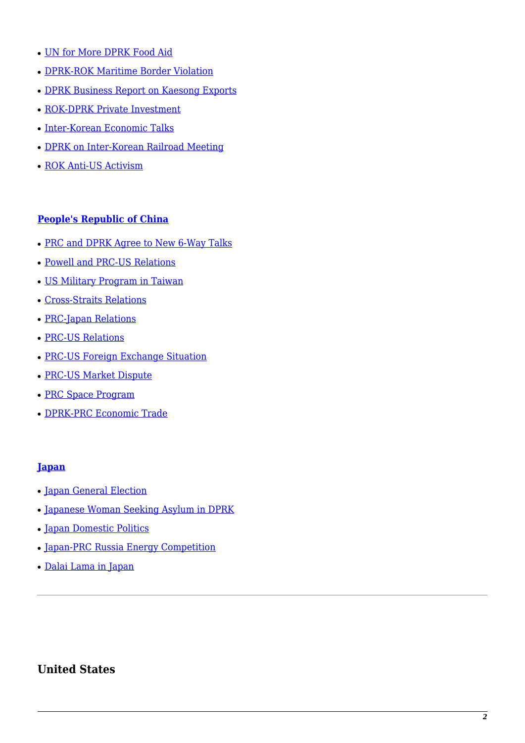- UN for More DPRK Food Aid
- DPRK-ROK Maritime Border Violation
- DPRK Business Report on Kaesong Exports
- ROK-DPRK Private Investment
- Inter-Korean Economic Talks
- DPRK on Inter-Korean Railroad Meeting
- ROK Anti-US Activism

**People's Republic of China**

- PRC and DPRK Agree to New 6-Way Talks
- Powell and PRC-US Relations
- US Military Program in Taiwan
- Cross-Straits Relations
- PRC-Japan Relations
- PRC-US Relations
- PRC-US Foreign Exchange Situation
- PRC-US Market Dispute
- PRC Space Program
- DPRK-PRC Economic Trade

**Japan**

- Japan General Election
- Japanese Woman Seeking Asylum in DPRK
- Japan Domestic Politics
- Japan-PRC Russia Energy Competition
- Dalai Lama in Japan

---

## United States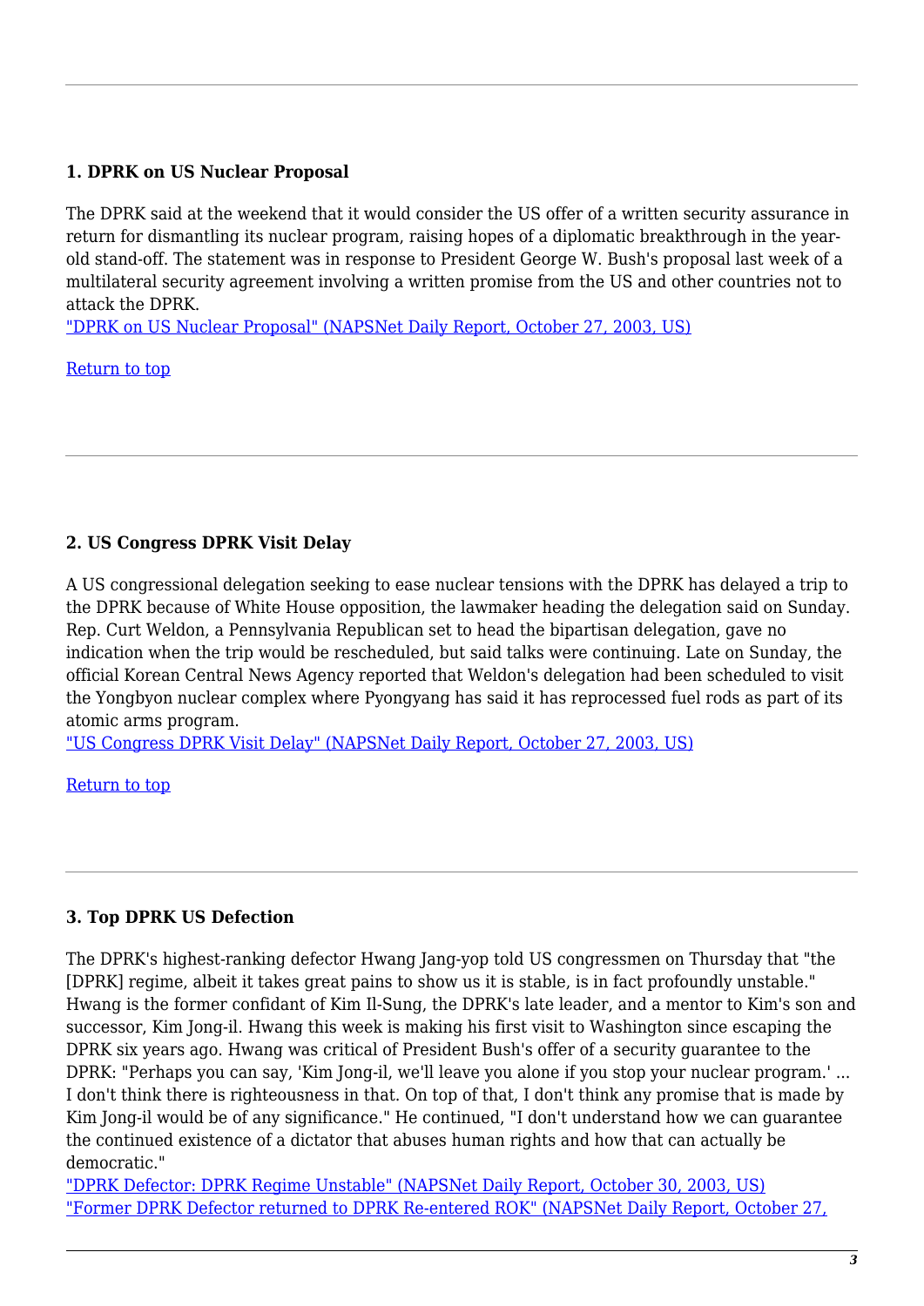### 1. DPRK on US Nuclear Proposal

The DPRK said at the weekend that it would consider the US offer of a written security assurance in return for dismantling its nuclear program, raising hopes of a diplomatic breakthrough in the year-old stand-off. The statement was in response to President George W. Bush's proposal last week of a multilateral security agreement involving a written promise from the US and other countries not to attack the DPRK.
"DPRK on US Nuclear Proposal" (NAPSNet Daily Report, October 27, 2003, US)

Return to top

### 2. US Congress DPRK Visit Delay

A US congressional delegation seeking to ease nuclear tensions with the DPRK has delayed a trip to the DPRK because of White House opposition, the lawmaker heading the delegation said on Sunday. Rep. Curt Weldon, a Pennsylvania Republican set to head the bipartisan delegation, gave no indication when the trip would be rescheduled, but said talks were continuing. Late on Sunday, the official Korean Central News Agency reported that Weldon's delegation had been scheduled to visit the Yongbyon nuclear complex where Pyongyang has said it has reprocessed fuel rods as part of its atomic arms program.
"US Congress DPRK Visit Delay" (NAPSNet Daily Report, October 27, 2003, US)

Return to top

### 3. Top DPRK US Defection

The DPRK's highest-ranking defector Hwang Jang-yop told US congressmen on Thursday that "the [DPRK] regime, albeit it takes great pains to show us it is stable, is in fact profoundly unstable." Hwang is the former confidant of Kim Il-Sung, the DPRK's late leader, and a mentor to Kim's son and successor, Kim Jong-il. Hwang this week is making his first visit to Washington since escaping the DPRK six years ago. Hwang was critical of President Bush's offer of a security guarantee to the DPRK: "Perhaps you can say, 'Kim Jong-il, we'll leave you alone if you stop your nuclear program.' ... I don't think there is righteousness in that. On top of that, I don't think any promise that is made by Kim Jong-il would be of any significance." He continued, "I don't understand how we can guarantee the continued existence of a dictator that abuses human rights and how that can actually be democratic."
"DPRK Defector: DPRK Regime Unstable" (NAPSNet Daily Report, October 30, 2003, US)
"Former DPRK Defector returned to DPRK Re-entered ROK" (NAPSNet Daily Report, October 27,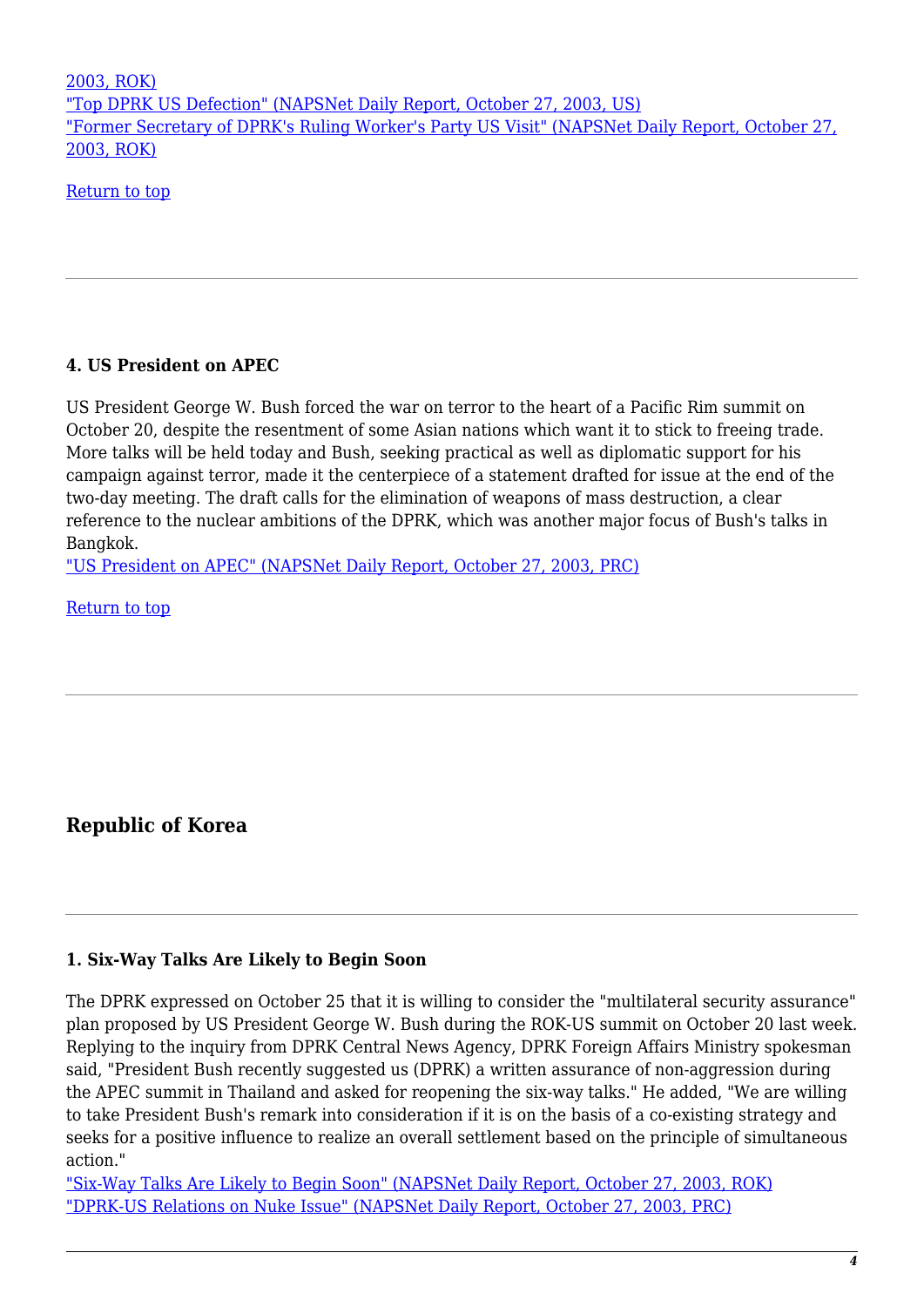[2003, ROK)](#)
["Top DPRK US Defection" (NAPSNet Daily Report, October 27, 2003, US)](#)
["Former Secretary of DPRK's Ruling Worker's Party US Visit" (NAPSNet Daily Report, October 27, 2003, ROK)](#)

[Return to top](#)

---

#### 4. US President on APEC

US President George W. Bush forced the war on terror to the heart of a Pacific Rim summit on October 20, despite the resentment of some Asian nations which want it to stick to freeing trade. More talks will be held today and Bush, seeking practical as well as diplomatic support for his campaign against terror, made it the centerpiece of a statement drafted for issue at the end of the two-day meeting. The draft calls for the elimination of weapons of mass destruction, a clear reference to the nuclear ambitions of the DPRK, which was another major focus of Bush's talks in Bangkok.
["US President on APEC" (NAPSNet Daily Report, October 27, 2003, PRC)](#)

[Return to top](#)

---

### Republic of Korea

---

#### 1. Six-Way Talks Are Likely to Begin Soon

The DPRK expressed on October 25 that it is willing to consider the "multilateral security assurance" plan proposed by US President George W. Bush during the ROK-US summit on October 20 last week. Replying to the inquiry from DPRK Central News Agency, DPRK Foreign Affairs Ministry spokesman said, "President Bush recently suggested us (DPRK) a written assurance of non-aggression during the APEC summit in Thailand and asked for reopening the six-way talks." He added, "We are willing to take President Bush's remark into consideration if it is on the basis of a co-existing strategy and seeks for a positive influence to realize an overall settlement based on the principle of simultaneous action."
["Six-Way Talks Are Likely to Begin Soon" (NAPSNet Daily Report, October 27, 2003, ROK)](#)
["DPRK-US Relations on Nuke Issue" (NAPSNet Daily Report, October 27, 2003, PRC)](#)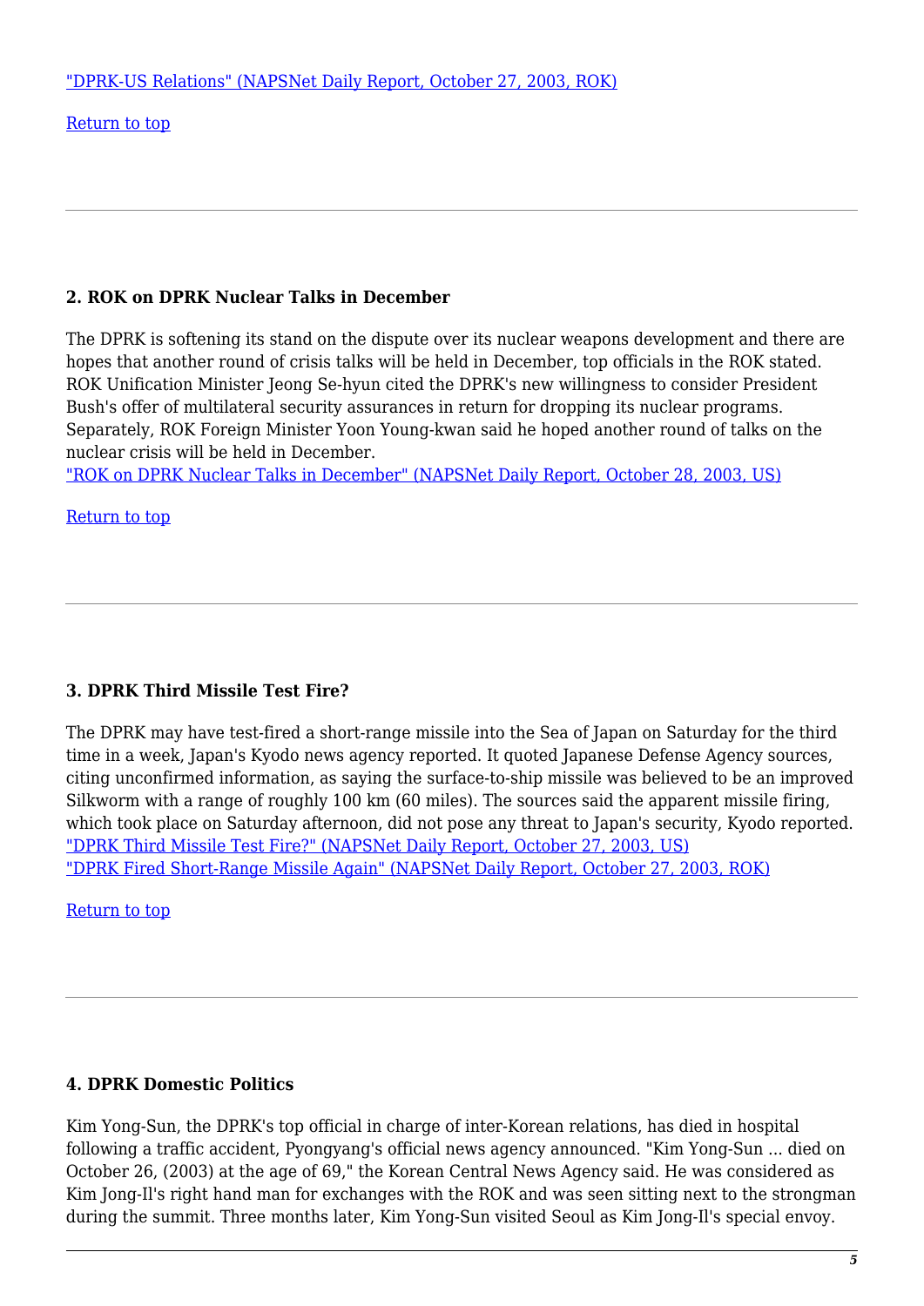["DPRK-US Relations" (NAPSNet Daily Report, October 27, 2003, ROK)](#)

[Return to top](#)

---

**2. ROK on DPRK Nuclear Talks in December**

The DPRK is softening its stand on the dispute over its nuclear weapons development and there are hopes that another round of crisis talks will be held in December, top officials in the ROK stated. ROK Unification Minister Jeong Se-hyun cited the DPRK's new willingness to consider President Bush's offer of multilateral security assurances in return for dropping its nuclear programs. Separately, ROK Foreign Minister Yoon Young-kwan said he hoped another round of talks on the nuclear crisis will be held in December.
["ROK on DPRK Nuclear Talks in December" (NAPSNet Daily Report, October 28, 2003, US)](#)

[Return to top](#)

---

**3. DPRK Third Missile Test Fire?**

The DPRK may have test-fired a short-range missile into the Sea of Japan on Saturday for the third time in a week, Japan's Kyodo news agency reported. It quoted Japanese Defense Agency sources, citing unconfirmed information, as saying the surface-to-ship missile was believed to be an improved Silkworm with a range of roughly 100 km (60 miles). The sources said the apparent missile firing, which took place on Saturday afternoon, did not pose any threat to Japan's security, Kyodo reported.
["DPRK Third Missile Test Fire?" (NAPSNet Daily Report, October 27, 2003, US)](#)
["DPRK Fired Short-Range Missile Again" (NAPSNet Daily Report, October 27, 2003, ROK)](#)

[Return to top](#)

---

**4. DPRK Domestic Politics**

Kim Yong-Sun, the DPRK's top official in charge of inter-Korean relations, has died in hospital following a traffic accident, Pyongyang's official news agency announced. "Kim Yong-Sun ... died on October 26, (2003) at the age of 69," the Korean Central News Agency said. He was considered as Kim Jong-Il's right hand man for exchanges with the ROK and was seen sitting next to the strongman during the summit. Three months later, Kim Yong-Sun visited Seoul as Kim Jong-Il's special envoy.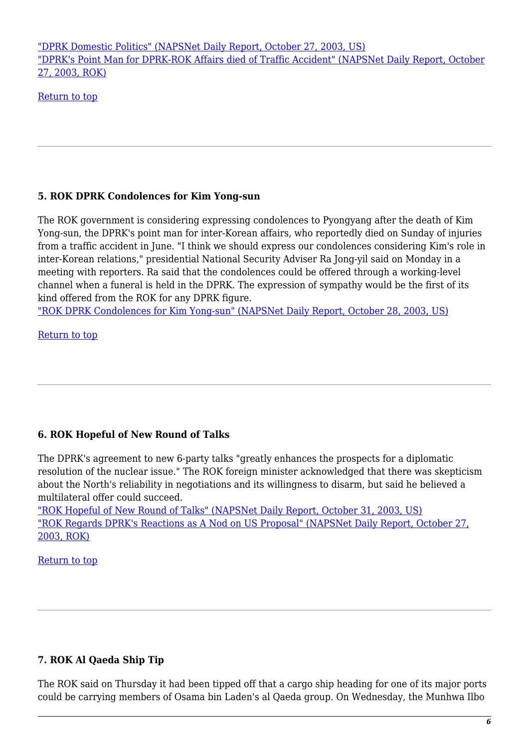["DPRK Domestic Politics" (NAPSNet Daily Report, October 27, 2003, US)
"DPRK's Point Man for DPRK-ROK Affairs died of Traffic Accident" (NAPSNet Daily Report, October 27, 2003, ROK)

Return to top

### 5. ROK DPRK Condolences for Kim Yong-sun

The ROK government is considering expressing condolences to Pyongyang after the death of Kim Yong-sun, the DPRK's point man for inter-Korean affairs, who reportedly died on Sunday of injuries from a traffic accident in June. "I think we should express our condolences considering Kim's role in inter-Korean relations," presidential National Security Adviser Ra Jong-yil said on Monday in a meeting with reporters. Ra said that the condolences could be offered through a working-level channel when a funeral is held in the DPRK. The expression of sympathy would be the first of its kind offered from the ROK for any DPRK figure.
"ROK DPRK Condolences for Kim Yong-sun" (NAPSNet Daily Report, October 28, 2003, US)

Return to top

### 6. ROK Hopeful of New Round of Talks

The DPRK's agreement to new 6-party talks "greatly enhances the prospects for a diplomatic resolution of the nuclear issue." The ROK foreign minister acknowledged that there was skepticism about the North's reliability in negotiations and its willingness to disarm, but said he believed a multilateral offer could succeed.
"ROK Hopeful of New Round of Talks" (NAPSNet Daily Report, October 31, 2003, US)
"ROK Regards DPRK's Reactions as A Nod on US Proposal" (NAPSNet Daily Report, October 27, 2003, ROK)

Return to top

### 7. ROK Al Qaeda Ship Tip

The ROK said on Thursday it had been tipped off that a cargo ship heading for one of its major ports could be carrying members of Osama bin Laden's al Qaeda group. On Wednesday, the Munhwa Ilbo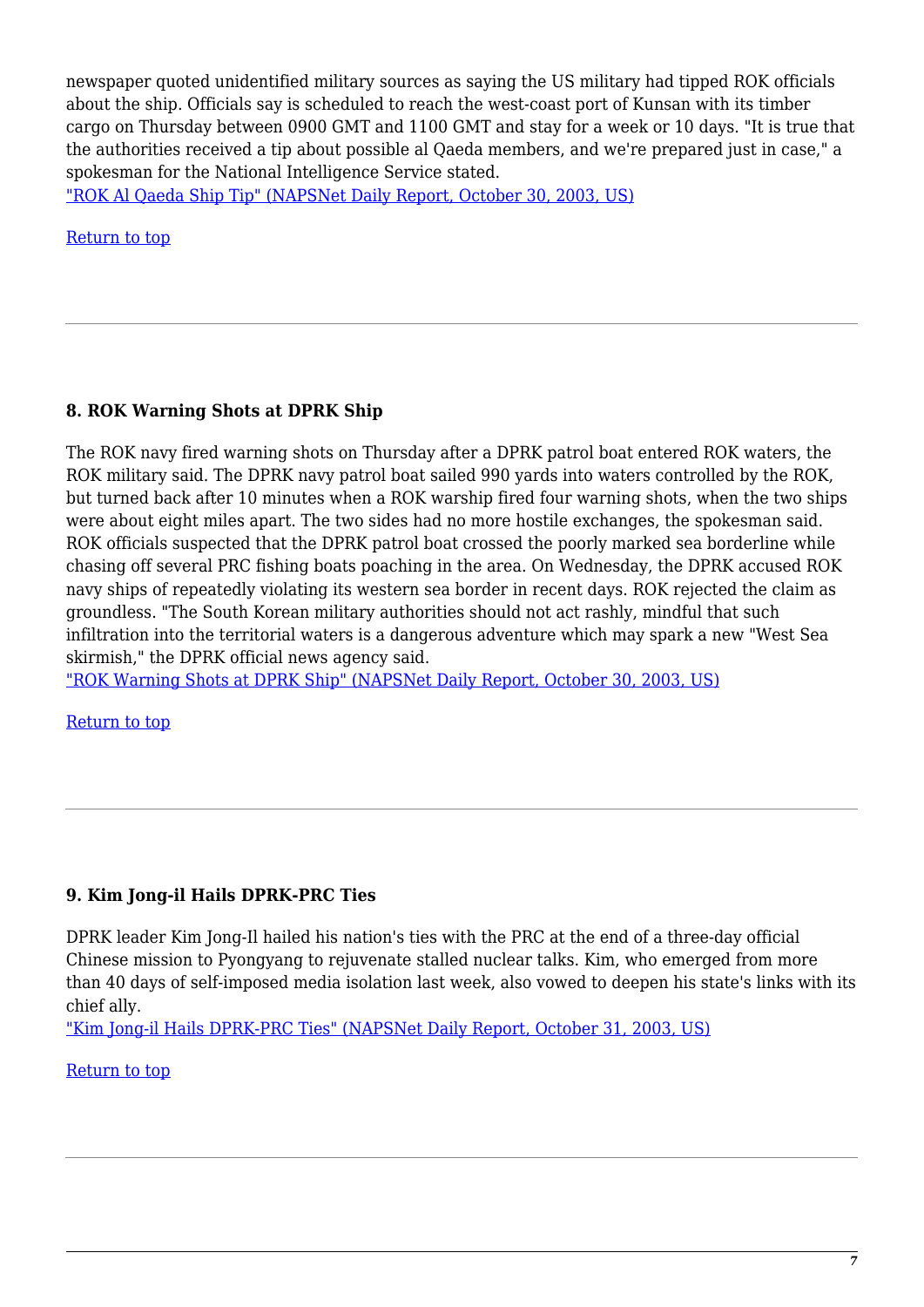newspaper quoted unidentified military sources as saying the US military had tipped ROK officials about the ship. Officials say is scheduled to reach the west-coast port of Kunsan with its timber cargo on Thursday between 0900 GMT and 1100 GMT and stay for a week or 10 days. "It is true that the authorities received a tip about possible al Qaeda members, and we're prepared just in case," a spokesman for the National Intelligence Service stated.
"ROK Al Qaeda Ship Tip" (NAPSNet Daily Report, October 30, 2003, US)

Return to top

### 8. ROK Warning Shots at DPRK Ship

The ROK navy fired warning shots on Thursday after a DPRK patrol boat entered ROK waters, the ROK military said. The DPRK navy patrol boat sailed 990 yards into waters controlled by the ROK, but turned back after 10 minutes when a ROK warship fired four warning shots, when the two ships were about eight miles apart. The two sides had no more hostile exchanges, the spokesman said. ROK officials suspected that the DPRK patrol boat crossed the poorly marked sea borderline while chasing off several PRC fishing boats poaching in the area. On Wednesday, the DPRK accused ROK navy ships of repeatedly violating its western sea border in recent days. ROK rejected the claim as groundless. "The South Korean military authorities should not act rashly, mindful that such infiltration into the territorial waters is a dangerous adventure which may spark a new "West Sea skirmish," the DPRK official news agency said.
"ROK Warning Shots at DPRK Ship" (NAPSNet Daily Report, October 30, 2003, US)

Return to top

### 9. Kim Jong-il Hails DPRK-PRC Ties

DPRK leader Kim Jong-Il hailed his nation's ties with the PRC at the end of a three-day official Chinese mission to Pyongyang to rejuvenate stalled nuclear talks. Kim, who emerged from more than 40 days of self-imposed media isolation last week, also vowed to deepen his state's links with its chief ally.
"Kim Jong-il Hails DPRK-PRC Ties" (NAPSNet Daily Report, October 31, 2003, US)

Return to top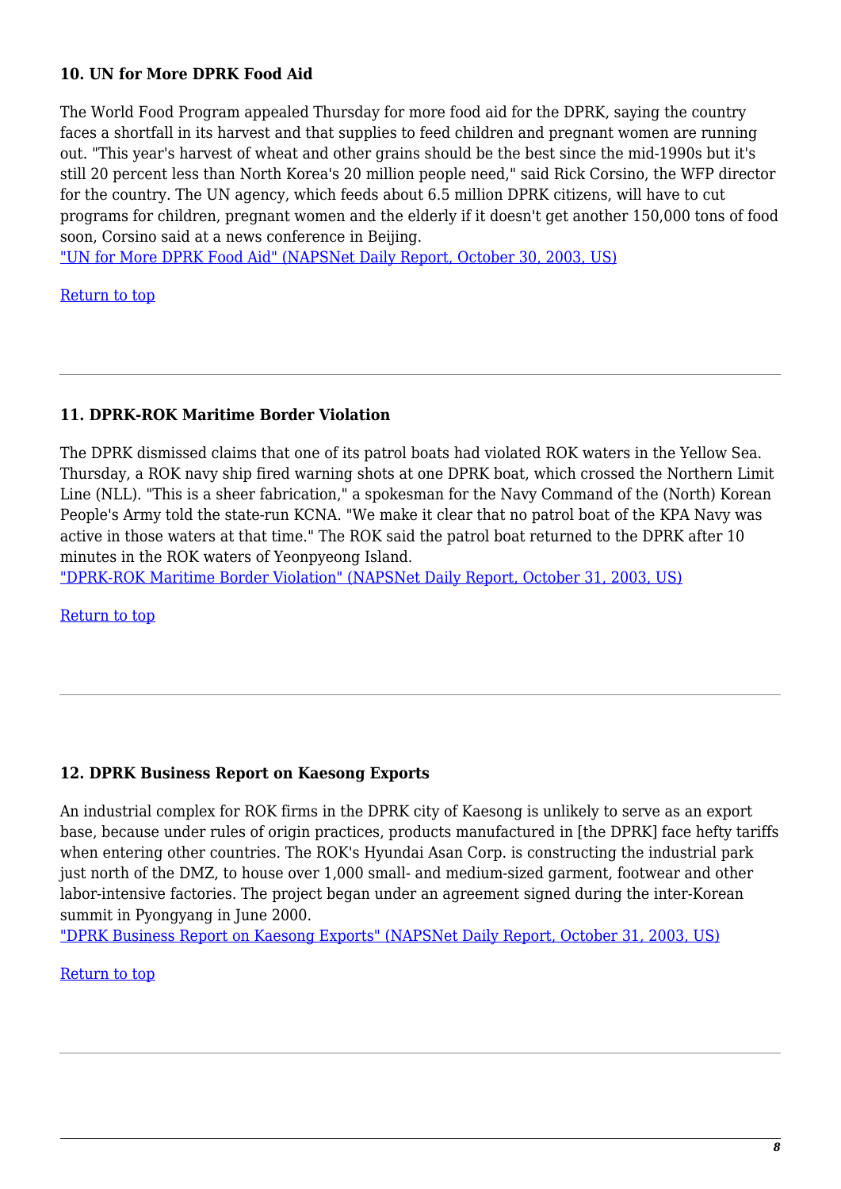### 10. UN for More DPRK Food Aid

The World Food Program appealed Thursday for more food aid for the DPRK, saying the country faces a shortfall in its harvest and that supplies to feed children and pregnant women are running out. "This year's harvest of wheat and other grains should be the best since the mid-1990s but it's still 20 percent less than North Korea's 20 million people need," said Rick Corsino, the WFP director for the country. The UN agency, which feeds about 6.5 million DPRK citizens, will have to cut programs for children, pregnant women and the elderly if it doesn't get another 150,000 tons of food soon, Corsino said at a news conference in Beijing.
"UN for More DPRK Food Aid" (NAPSNet Daily Report, October 30, 2003, US)

Return to top

---

### 11. DPRK-ROK Maritime Border Violation

The DPRK dismissed claims that one of its patrol boats had violated ROK waters in the Yellow Sea. Thursday, a ROK navy ship fired warning shots at one DPRK boat, which crossed the Northern Limit Line (NLL). "This is a sheer fabrication," a spokesman for the Navy Command of the (North) Korean People's Army told the state-run KCNA. "We make it clear that no patrol boat of the KPA Navy was active in those waters at that time." The ROK said the patrol boat returned to the DPRK after 10 minutes in the ROK waters of Yeonpyeong Island.
"DPRK-ROK Maritime Border Violation" (NAPSNet Daily Report, October 31, 2003, US)

Return to top

---

### 12. DPRK Business Report on Kaesong Exports

An industrial complex for ROK firms in the DPRK city of Kaesong is unlikely to serve as an export base, because under rules of origin practices, products manufactured in [the DPRK] face hefty tariffs when entering other countries. The ROK's Hyundai Asan Corp. is constructing the industrial park just north of the DMZ, to house over 1,000 small- and medium-sized garment, footwear and other labor-intensive factories. The project began under an agreement signed during the inter-Korean summit in Pyongyang in June 2000.
"DPRK Business Report on Kaesong Exports" (NAPSNet Daily Report, October 31, 2003, US)

Return to top

---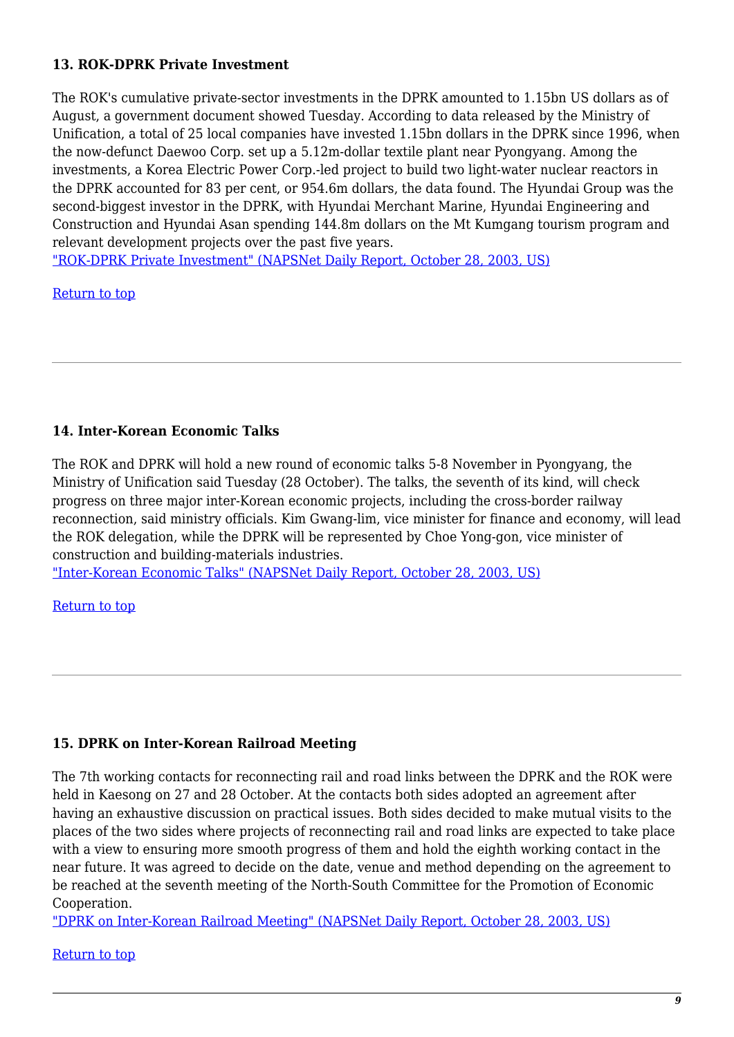### 13. ROK-DPRK Private Investment

The ROK's cumulative private-sector investments in the DPRK amounted to 1.15bn US dollars as of August, a government document showed Tuesday. According to data released by the Ministry of Unification, a total of 25 local companies have invested 1.15bn dollars in the DPRK since 1996, when the now-defunct Daewoo Corp. set up a 5.12m-dollar textile plant near Pyongyang. Among the investments, a Korea Electric Power Corp.-led project to build two light-water nuclear reactors in the DPRK accounted for 83 per cent, or 954.6m dollars, the data found. The Hyundai Group was the second-biggest investor in the DPRK, with Hyundai Merchant Marine, Hyundai Engineering and Construction and Hyundai Asan spending 144.8m dollars on the Mt Kumgang tourism program and relevant development projects over the past five years.
"ROK-DPRK Private Investment" (NAPSNet Daily Report, October 28, 2003, US)

Return to top

---

### 14. Inter-Korean Economic Talks

The ROK and DPRK will hold a new round of economic talks 5-8 November in Pyongyang, the Ministry of Unification said Tuesday (28 October). The talks, the seventh of its kind, will check progress on three major inter-Korean economic projects, including the cross-border railway reconnection, said ministry officials. Kim Gwang-lim, vice minister for finance and economy, will lead the ROK delegation, while the DPRK will be represented by Choe Yong-gon, vice minister of construction and building-materials industries.
"Inter-Korean Economic Talks" (NAPSNet Daily Report, October 28, 2003, US)

Return to top

---

### 15. DPRK on Inter-Korean Railroad Meeting

The 7th working contacts for reconnecting rail and road links between the DPRK and the ROK were held in Kaesong on 27 and 28 October. At the contacts both sides adopted an agreement after having an exhaustive discussion on practical issues. Both sides decided to make mutual visits to the places of the two sides where projects of reconnecting rail and road links are expected to take place with a view to ensuring more smooth progress of them and hold the eighth working contact in the near future. It was agreed to decide on the date, venue and method depending on the agreement to be reached at the seventh meeting of the North-South Committee for the Promotion of Economic Cooperation.
"DPRK on Inter-Korean Railroad Meeting" (NAPSNet Daily Report, October 28, 2003, US)

Return to top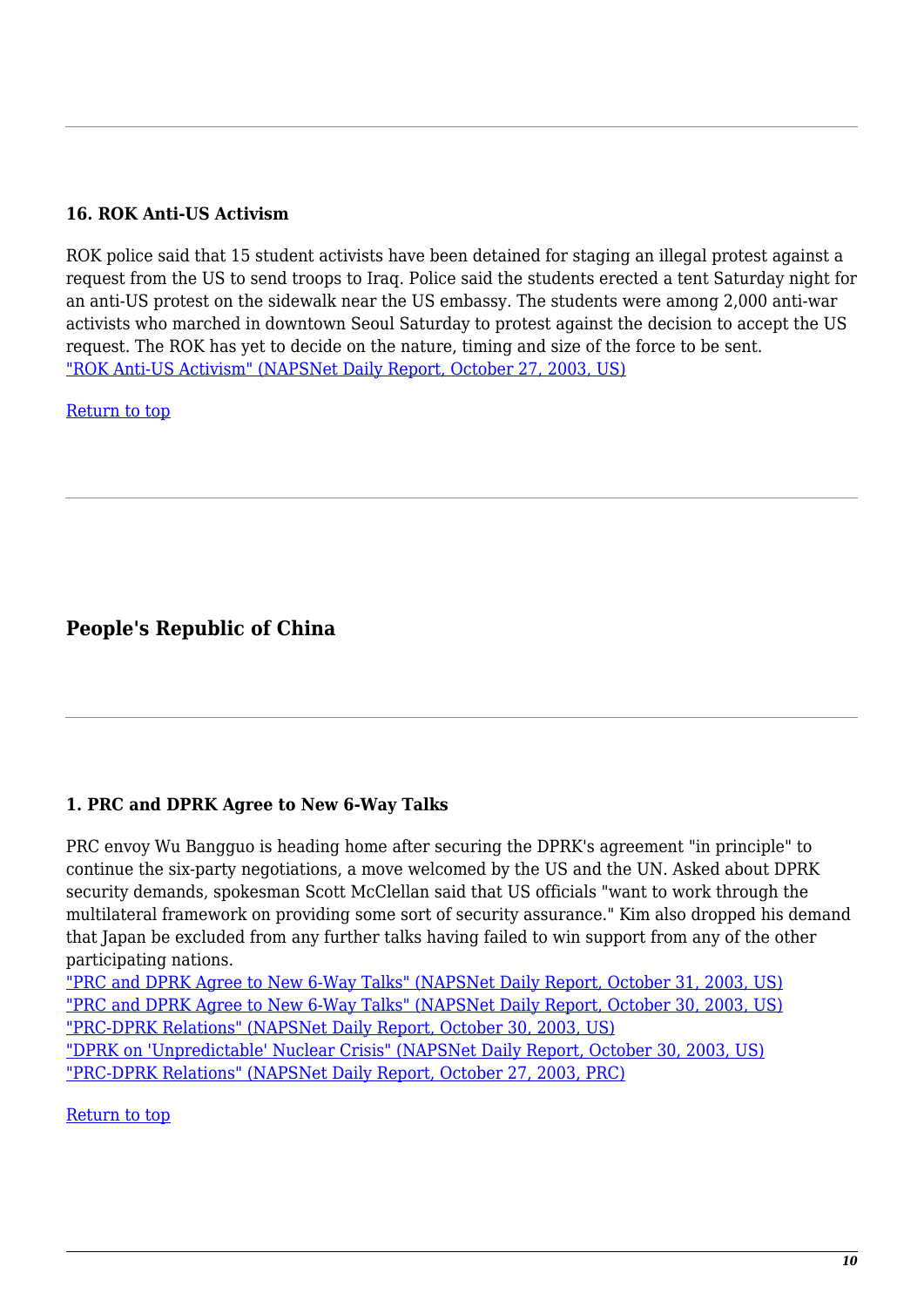### 16. ROK Anti-US Activism

ROK police said that 15 student activists have been detained for staging an illegal protest against a request from the US to send troops to Iraq. Police said the students erected a tent Saturday night for an anti-US protest on the sidewalk near the US embassy. The students were among 2,000 anti-war activists who marched in downtown Seoul Saturday to protest against the decision to accept the US request. The ROK has yet to decide on the nature, timing and size of the force to be sent.
"ROK Anti-US Activism" (NAPSNet Daily Report, October 27, 2003, US)

Return to top

---

## People's Republic of China

---

### 1. PRC and DPRK Agree to New 6-Way Talks

PRC envoy Wu Bangguo is heading home after securing the DPRK's agreement "in principle" to continue the six-party negotiations, a move welcomed by the US and the UN. Asked about DPRK security demands, spokesman Scott McClellan said that US officials "want to work through the multilateral framework on providing some sort of security assurance." Kim also dropped his demand that Japan be excluded from any further talks having failed to win support from any of the other participating nations.
"PRC and DPRK Agree to New 6-Way Talks" (NAPSNet Daily Report, October 31, 2003, US)
"PRC and DPRK Agree to New 6-Way Talks" (NAPSNet Daily Report, October 30, 2003, US)
"PRC-DPRK Relations" (NAPSNet Daily Report, October 30, 2003, US)
"DPRK on 'Unpredictable' Nuclear Crisis" (NAPSNet Daily Report, October 30, 2003, US)
"PRC-DPRK Relations" (NAPSNet Daily Report, October 27, 2003, PRC)

Return to top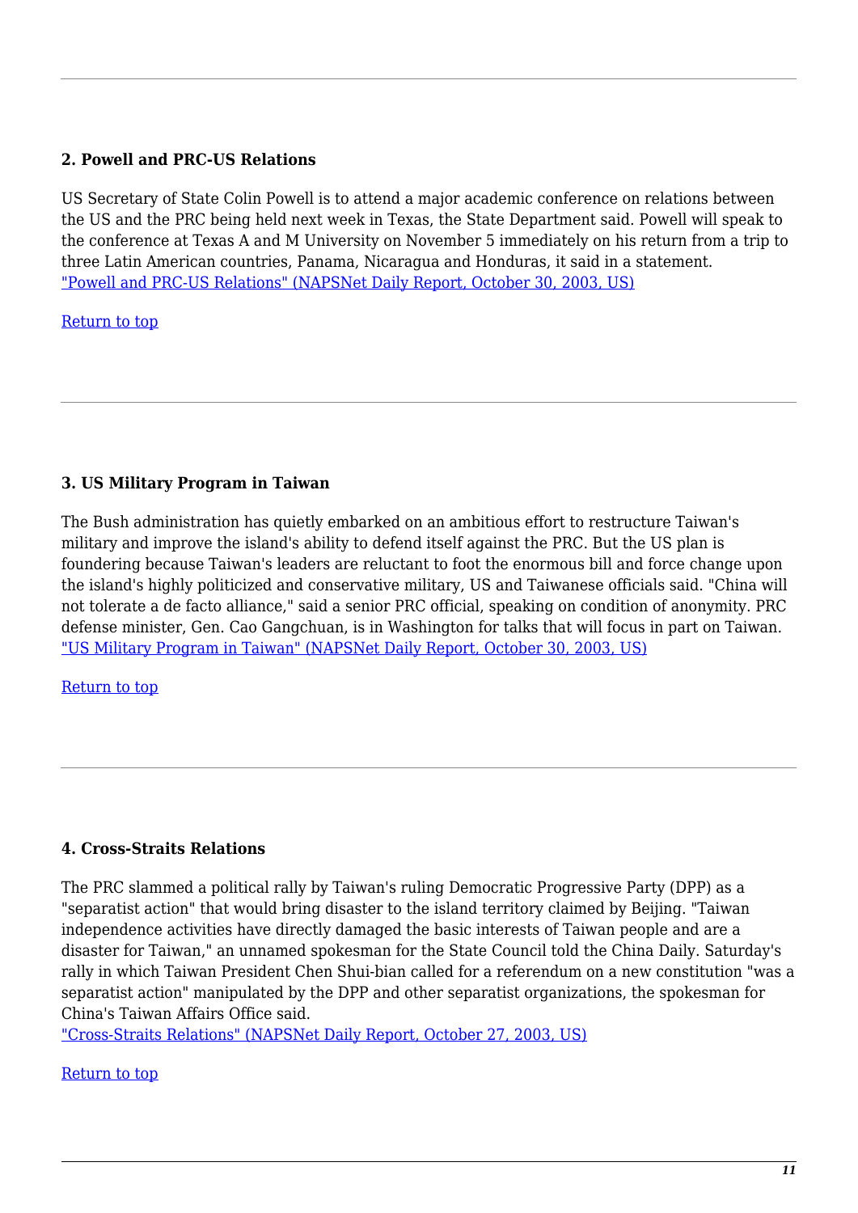### 2. Powell and PRC-US Relations

US Secretary of State Colin Powell is to attend a major academic conference on relations between the US and the PRC being held next week in Texas, the State Department said. Powell will speak to the conference at Texas A and M University on November 5 immediately on his return from a trip to three Latin American countries, Panama, Nicaragua and Honduras, it said in a statement.
"Powell and PRC-US Relations" (NAPSNet Daily Report, October 30, 2003, US)

Return to top

### 3. US Military Program in Taiwan

The Bush administration has quietly embarked on an ambitious effort to restructure Taiwan's military and improve the island's ability to defend itself against the PRC. But the US plan is foundering because Taiwan's leaders are reluctant to foot the enormous bill and force change upon the island's highly politicized and conservative military, US and Taiwanese officials said. "China will not tolerate a de facto alliance," said a senior PRC official, speaking on condition of anonymity. PRC defense minister, Gen. Cao Gangchuan, is in Washington for talks that will focus in part on Taiwan.
"US Military Program in Taiwan" (NAPSNet Daily Report, October 30, 2003, US)

Return to top

### 4. Cross-Straits Relations

The PRC slammed a political rally by Taiwan's ruling Democratic Progressive Party (DPP) as a "separatist action" that would bring disaster to the island territory claimed by Beijing. "Taiwan independence activities have directly damaged the basic interests of Taiwan people and are a disaster for Taiwan," an unnamed spokesman for the State Council told the China Daily. Saturday's rally in which Taiwan President Chen Shui-bian called for a referendum on a new constitution "was a separatist action" manipulated by the DPP and other separatist organizations, the spokesman for China's Taiwan Affairs Office said.
"Cross-Straits Relations" (NAPSNet Daily Report, October 27, 2003, US)

Return to top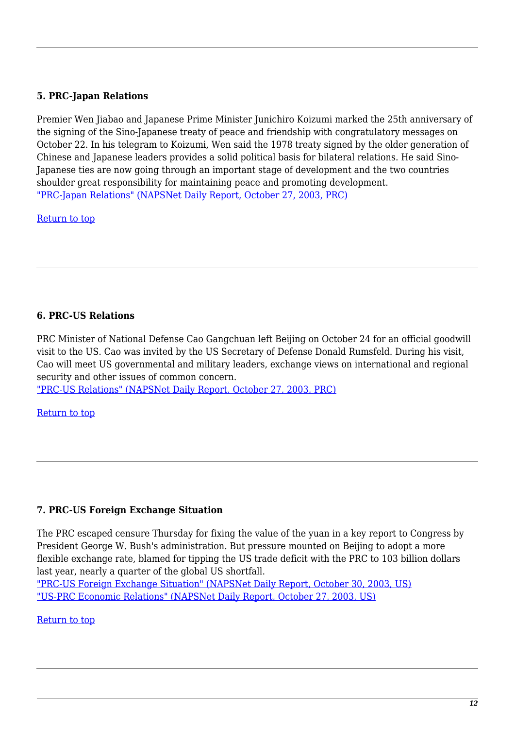### 5. PRC-Japan Relations

Premier Wen Jiabao and Japanese Prime Minister Junichiro Koizumi marked the 25th anniversary of the signing of the Sino-Japanese treaty of peace and friendship with congratulatory messages on October 22. In his telegram to Koizumi, Wen said the 1978 treaty signed by the older generation of Chinese and Japanese leaders provides a solid political basis for bilateral relations. He said Sino-Japanese ties are now going through an important stage of development and the two countries shoulder great responsibility for maintaining peace and promoting development.
"PRC-Japan Relations" (NAPSNet Daily Report, October 27, 2003, PRC)

Return to top

---

### 6. PRC-US Relations

PRC Minister of National Defense Cao Gangchuan left Beijing on October 24 for an official goodwill visit to the US. Cao was invited by the US Secretary of Defense Donald Rumsfeld. During his visit, Cao will meet US governmental and military leaders, exchange views on international and regional security and other issues of common concern.
"PRC-US Relations" (NAPSNet Daily Report, October 27, 2003, PRC)

Return to top

---

### 7. PRC-US Foreign Exchange Situation

The PRC escaped censure Thursday for fixing the value of the yuan in a key report to Congress by President George W. Bush's administration. But pressure mounted on Beijing to adopt a more flexible exchange rate, blamed for tipping the US trade deficit with the PRC to 103 billion dollars last year, nearly a quarter of the global US shortfall.
"PRC-US Foreign Exchange Situation" (NAPSNet Daily Report, October 30, 2003, US)
"US-PRC Economic Relations" (NAPSNet Daily Report, October 27, 2003, US)

Return to top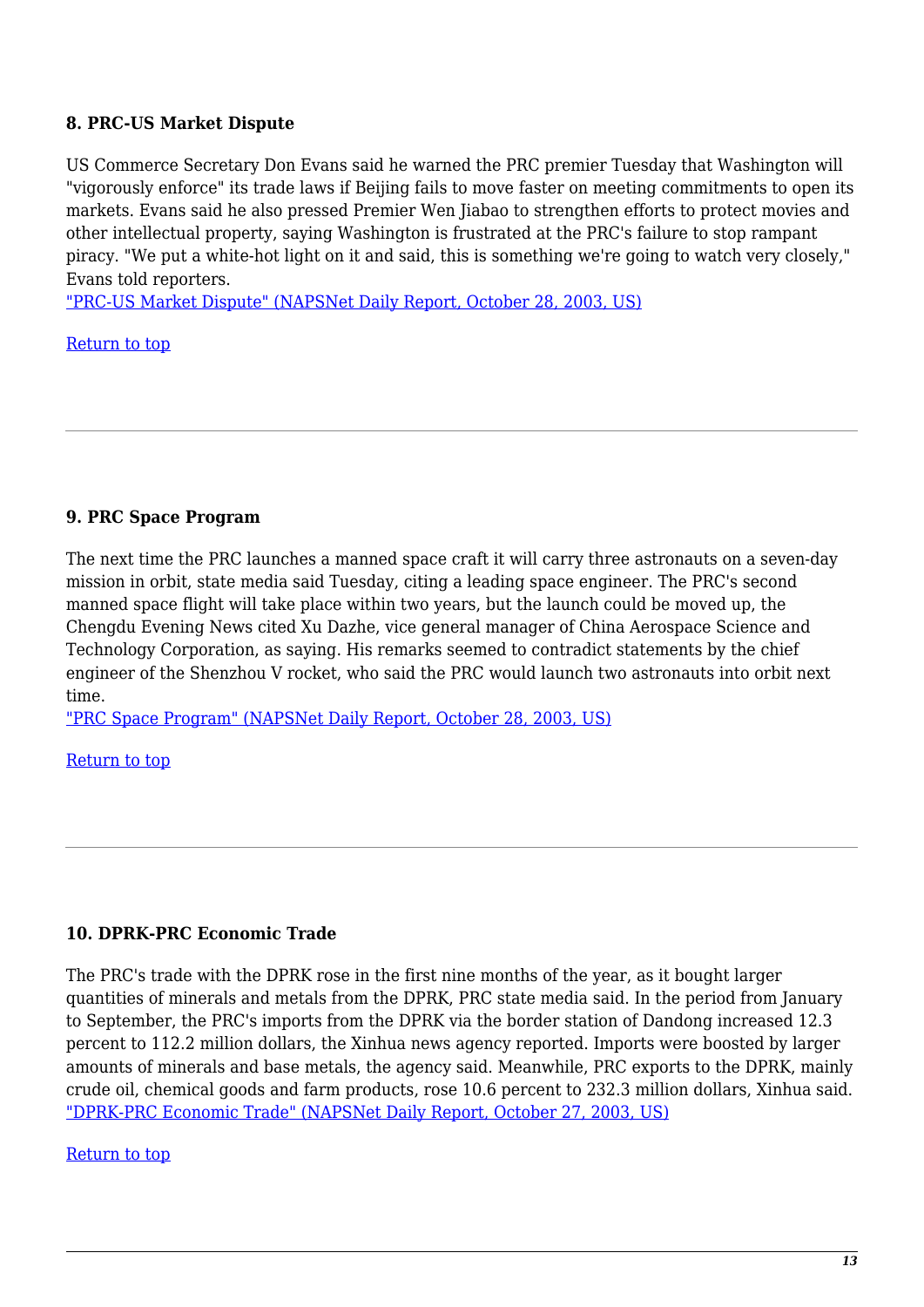### 8. PRC-US Market Dispute

US Commerce Secretary Don Evans said he warned the PRC premier Tuesday that Washington will "vigorously enforce" its trade laws if Beijing fails to move faster on meeting commitments to open its markets. Evans said he also pressed Premier Wen Jiabao to strengthen efforts to protect movies and other intellectual property, saying Washington is frustrated at the PRC's failure to stop rampant piracy. "We put a white-hot light on it and said, this is something we're going to watch very closely," Evans told reporters.
"PRC-US Market Dispute" (NAPSNet Daily Report, October 28, 2003, US)

Return to top

---

### 9. PRC Space Program

The next time the PRC launches a manned space craft it will carry three astronauts on a seven-day mission in orbit, state media said Tuesday, citing a leading space engineer. The PRC's second manned space flight will take place within two years, but the launch could be moved up, the Chengdu Evening News cited Xu Dazhe, vice general manager of China Aerospace Science and Technology Corporation, as saying. His remarks seemed to contradict statements by the chief engineer of the Shenzhou V rocket, who said the PRC would launch two astronauts into orbit next time.
"PRC Space Program" (NAPSNet Daily Report, October 28, 2003, US)

Return to top

---

### 10. DPRK-PRC Economic Trade

The PRC's trade with the DPRK rose in the first nine months of the year, as it bought larger quantities of minerals and metals from the DPRK, PRC state media said. In the period from January to September, the PRC's imports from the DPRK via the border station of Dandong increased 12.3 percent to 112.2 million dollars, the Xinhua news agency reported. Imports were boosted by larger amounts of minerals and base metals, the agency said. Meanwhile, PRC exports to the DPRK, mainly crude oil, chemical goods and farm products, rose 10.6 percent to 232.3 million dollars, Xinhua said.
"DPRK-PRC Economic Trade" (NAPSNet Daily Report, October 27, 2003, US)

Return to top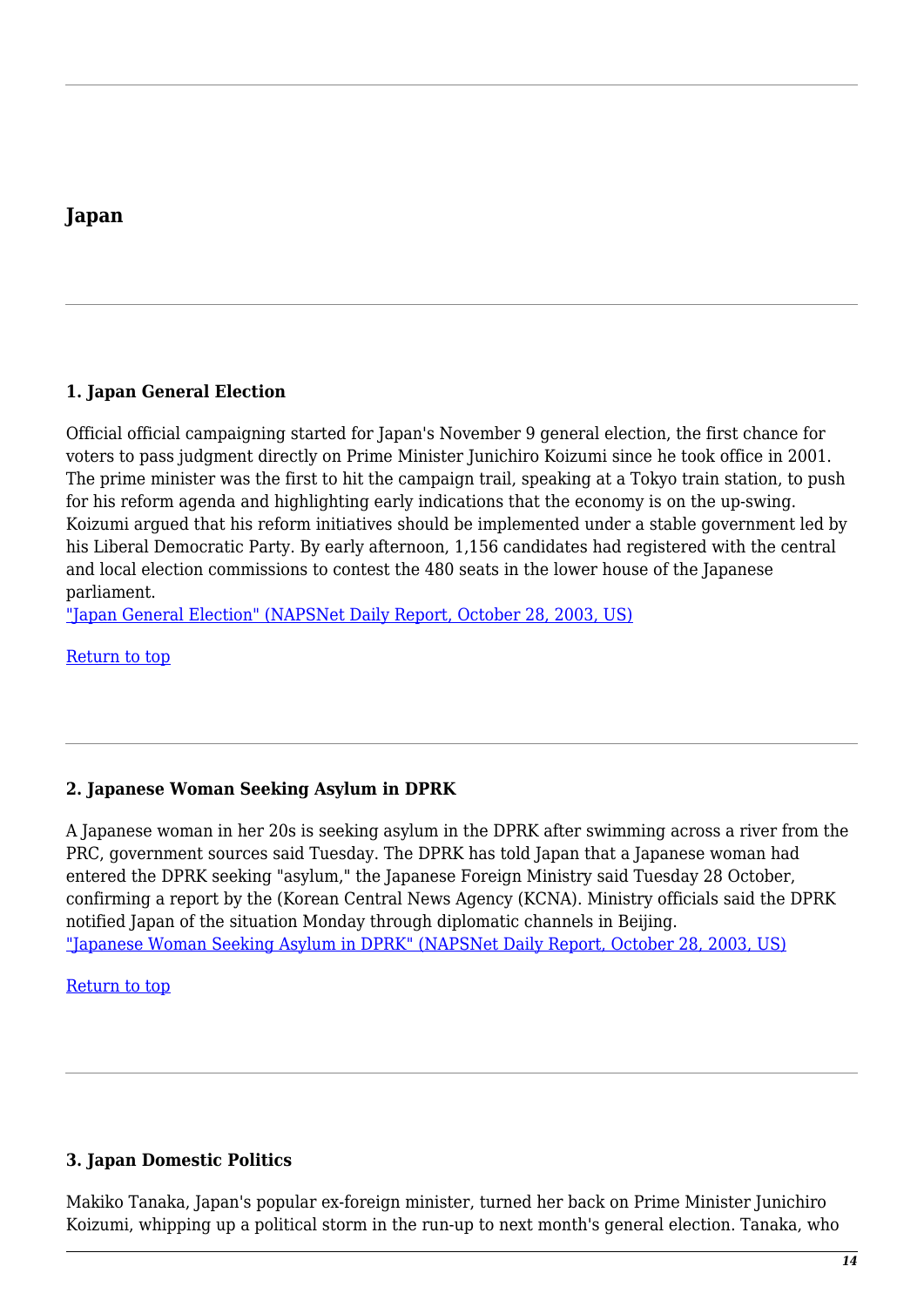## Japan

### 1. Japan General Election

Official official campaigning started for Japan's November 9 general election, the first chance for voters to pass judgment directly on Prime Minister Junichiro Koizumi since he took office in 2001. The prime minister was the first to hit the campaign trail, speaking at a Tokyo train station, to push for his reform agenda and highlighting early indications that the economy is on the up-swing. Koizumi argued that his reform initiatives should be implemented under a stable government led by his Liberal Democratic Party. By early afternoon, 1,156 candidates had registered with the central and local election commissions to contest the 480 seats in the lower house of the Japanese parliament.
"Japan General Election" (NAPSNet Daily Report, October 28, 2003, US)

Return to top

### 2. Japanese Woman Seeking Asylum in DPRK

A Japanese woman in her 20s is seeking asylum in the DPRK after swimming across a river from the PRC, government sources said Tuesday. The DPRK has told Japan that a Japanese woman had entered the DPRK seeking "asylum," the Japanese Foreign Ministry said Tuesday 28 October, confirming a report by the (Korean Central News Agency (KCNA). Ministry officials said the DPRK notified Japan of the situation Monday through diplomatic channels in Beijing.
"Japanese Woman Seeking Asylum in DPRK" (NAPSNet Daily Report, October 28, 2003, US)

Return to top

### 3. Japan Domestic Politics

Makiko Tanaka, Japan's popular ex-foreign minister, turned her back on Prime Minister Junichiro Koizumi, whipping up a political storm in the run-up to next month's general election. Tanaka, who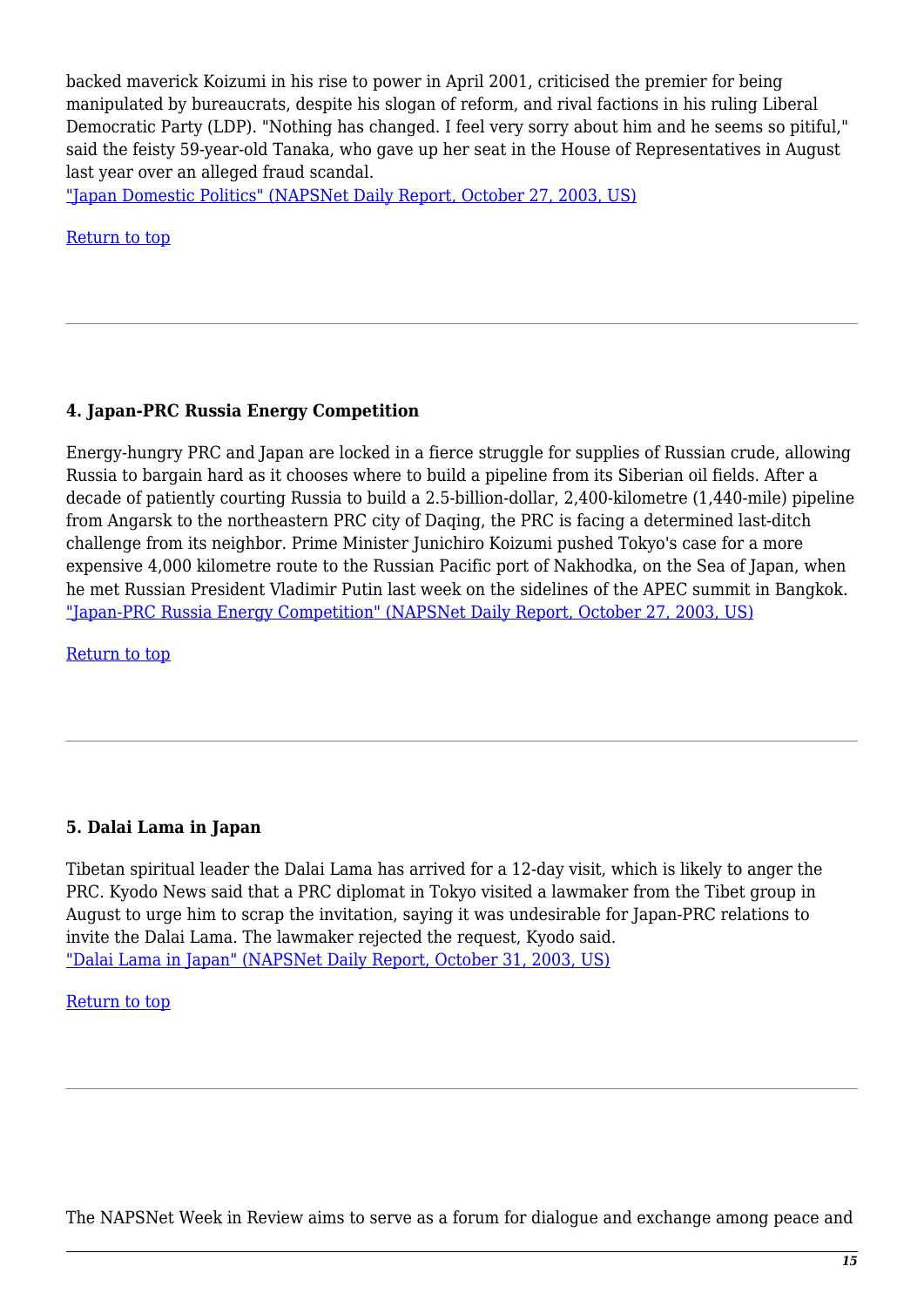backed maverick Koizumi in his rise to power in April 2001, criticised the premier for being manipulated by bureaucrats, despite his slogan of reform, and rival factions in his ruling Liberal Democratic Party (LDP). "Nothing has changed. I feel very sorry about him and he seems so pitiful," said the feisty 59-year-old Tanaka, who gave up her seat in the House of Representatives in August last year over an alleged fraud scandal.
"Japan Domestic Politics" (NAPSNet Daily Report, October 27, 2003, US)

Return to top

---

**4. Japan-PRC Russia Energy Competition**

Energy-hungry PRC and Japan are locked in a fierce struggle for supplies of Russian crude, allowing Russia to bargain hard as it chooses where to build a pipeline from its Siberian oil fields. After a decade of patiently courting Russia to build a 2.5-billion-dollar, 2,400-kilometre (1,440-mile) pipeline from Angarsk to the northeastern PRC city of Daqing, the PRC is facing a determined last-ditch challenge from its neighbor. Prime Minister Junichiro Koizumi pushed Tokyo's case for a more expensive 4,000 kilometre route to the Russian Pacific port of Nakhodka, on the Sea of Japan, when he met Russian President Vladimir Putin last week on the sidelines of the APEC summit in Bangkok.
"Japan-PRC Russia Energy Competition" (NAPSNet Daily Report, October 27, 2003, US)

Return to top

---

**5. Dalai Lama in Japan**

Tibetan spiritual leader the Dalai Lama has arrived for a 12-day visit, which is likely to anger the PRC. Kyodo News said that a PRC diplomat in Tokyo visited a lawmaker from the Tibet group in August to urge him to scrap the invitation, saying it was undesirable for Japan-PRC relations to invite the Dalai Lama. The lawmaker rejected the request, Kyodo said.
"Dalai Lama in Japan" (NAPSNet Daily Report, October 31, 2003, US)

Return to top

---

The NAPSNet Week in Review aims to serve as a forum for dialogue and exchange among peace and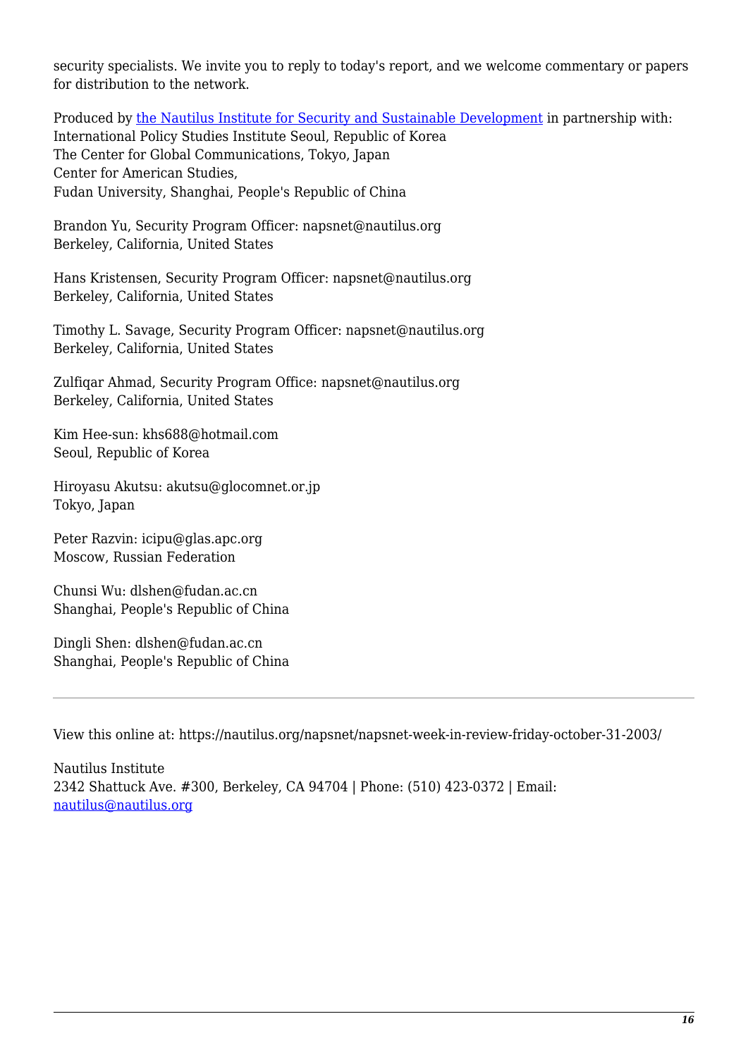security specialists. We invite you to reply to today's report, and we welcome commentary or papers for distribution to the network.

Produced by [the Nautilus Institute for Security and Sustainable Development](https://nautilus.org) in partnership with:
International Policy Studies Institute Seoul, Republic of Korea
The Center for Global Communications, Tokyo, Japan
Center for American Studies,
Fudan University, Shanghai, People's Republic of China

Brandon Yu, Security Program Officer: napsnet@nautilus.org
Berkeley, California, United States

Hans Kristensen, Security Program Officer: napsnet@nautilus.org
Berkeley, California, United States

Timothy L. Savage, Security Program Officer: napsnet@nautilus.org
Berkeley, California, United States

Zulfiqar Ahmad, Security Program Office: napsnet@nautilus.org
Berkeley, California, United States

Kim Hee-sun: khs688@hotmail.com
Seoul, Republic of Korea

Hiroyasu Akutsu: akutsu@glocomnet.or.jp
Tokyo, Japan

Peter Razvin: icipu@glas.apc.org
Moscow, Russian Federation

Chunsi Wu: dlshen@fudan.ac.cn
Shanghai, People's Republic of China

Dingli Shen: dlshen@fudan.ac.cn
Shanghai, People's Republic of China

---

View this online at: https://nautilus.org/napsnet/napsnet-week-in-review-friday-october-31-2003/

Nautilus Institute
2342 Shattuck Ave. #300, Berkeley, CA 94704 | Phone: (510) 423-0372 | Email: [nautilus@nautilus.org](mailto:nautilus@nautilus.org)